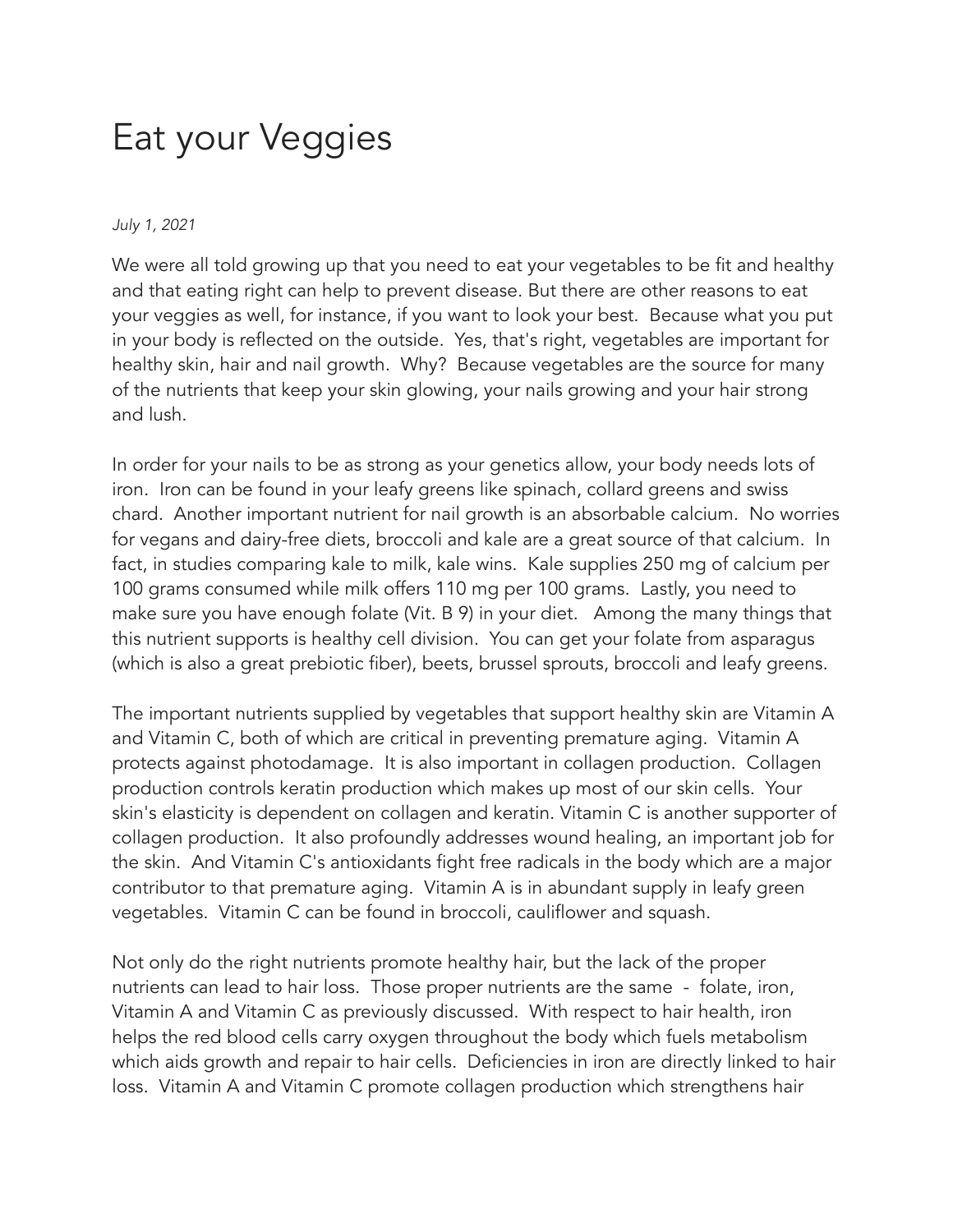# Eat your Veggies

*July 1, 2021*

We were all told growing up that you need to eat your vegetables to be fit and healthy and that eating right can help to prevent disease. But there are other reasons to eat your veggies as well, for instance, if you want to look your best. Because what you put in your body is reflected on the outside. Yes, that's right, vegetables are important for healthy skin, hair and nail growth. Why? Because vegetables are the source for many of the nutrients that keep your skin glowing, your nails growing and your hair strong and lush.

In order for your nails to be as strong as your genetics allow, your body needs lots of iron. Iron can be found in your leafy greens like spinach, collard greens and swiss chard. Another important nutrient for nail growth is an absorbable calcium. No worries for vegans and dairy-free diets, broccoli and kale are a great source of that calcium. In fact, in studies comparing kale to milk, kale wins. Kale supplies 250 mg of calcium per 100 grams consumed while milk offers 110 mg per 100 grams. Lastly, you need to make sure you have enough folate (Vit. B 9) in your diet. Among the many things that this nutrient supports is healthy cell division. You can get your folate from asparagus (which is also a great prebiotic fiber), beets, brussel sprouts, broccoli and leafy greens.

The important nutrients supplied by vegetables that support healthy skin are Vitamin A and Vitamin C, both of which are critical in preventing premature aging. Vitamin A protects against photodamage. It is also important in collagen production. Collagen production controls keratin production which makes up most of our skin cells. Your skin's elasticity is dependent on collagen and keratin. Vitamin C is another supporter of collagen production. It also profoundly addresses wound healing, an important job for the skin. And Vitamin C's antioxidants fight free radicals in the body which are a major contributor to that premature aging. Vitamin A is in abundant supply in leafy green vegetables. Vitamin C can be found in broccoli, cauliflower and squash.

Not only do the right nutrients promote healthy hair, but the lack of the proper nutrients can lead to hair loss. Those proper nutrients are the same - folate, iron, Vitamin A and Vitamin C as previously discussed. With respect to hair health, iron helps the red blood cells carry oxygen throughout the body which fuels metabolism which aids growth and repair to hair cells. Deficiencies in iron are directly linked to hair loss. Vitamin A and Vitamin C promote collagen production which strengthens hair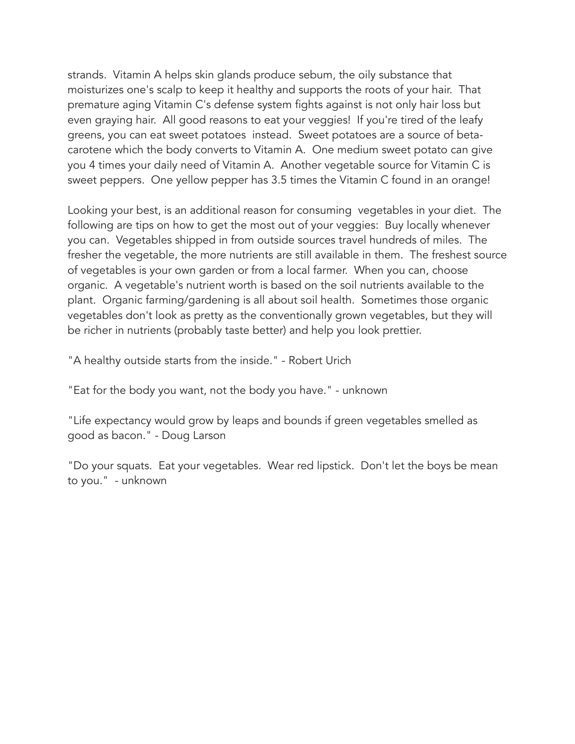strands. Vitamin A helps skin glands produce sebum, the oily substance that moisturizes one's scalp to keep it healthy and supports the roots of your hair. That premature aging Vitamin C's defense system fights against is not only hair loss but even graying hair. All good reasons to eat your veggies! If you're tired of the leafy greens, you can eat sweet potatoes instead. Sweet potatoes are a source of beta-carotene which the body converts to Vitamin A. One medium sweet potato can give you 4 times your daily need of Vitamin A. Another vegetable source for Vitamin C is sweet peppers. One yellow pepper has 3.5 times the Vitamin C found in an orange!

Looking your best, is an additional reason for consuming vegetables in your diet. The following are tips on how to get the most out of your veggies: Buy locally whenever you can. Vegetables shipped in from outside sources travel hundreds of miles. The fresher the vegetable, the more nutrients are still available in them. The freshest source of vegetables is your own garden or from a local farmer. When you can, choose organic. A vegetable's nutrient worth is based on the soil nutrients available to the plant. Organic farming/gardening is all about soil health. Sometimes those organic vegetables don't look as pretty as the conventionally grown vegetables, but they will be richer in nutrients (probably taste better) and help you look prettier.

"A healthy outside starts from the inside." - Robert Urich

"Eat for the body you want, not the body you have." - unknown

"Life expectancy would grow by leaps and bounds if green vegetables smelled as good as bacon." - Doug Larson

"Do your squats. Eat your vegetables. Wear red lipstick. Don't let the boys be mean to you." - unknown